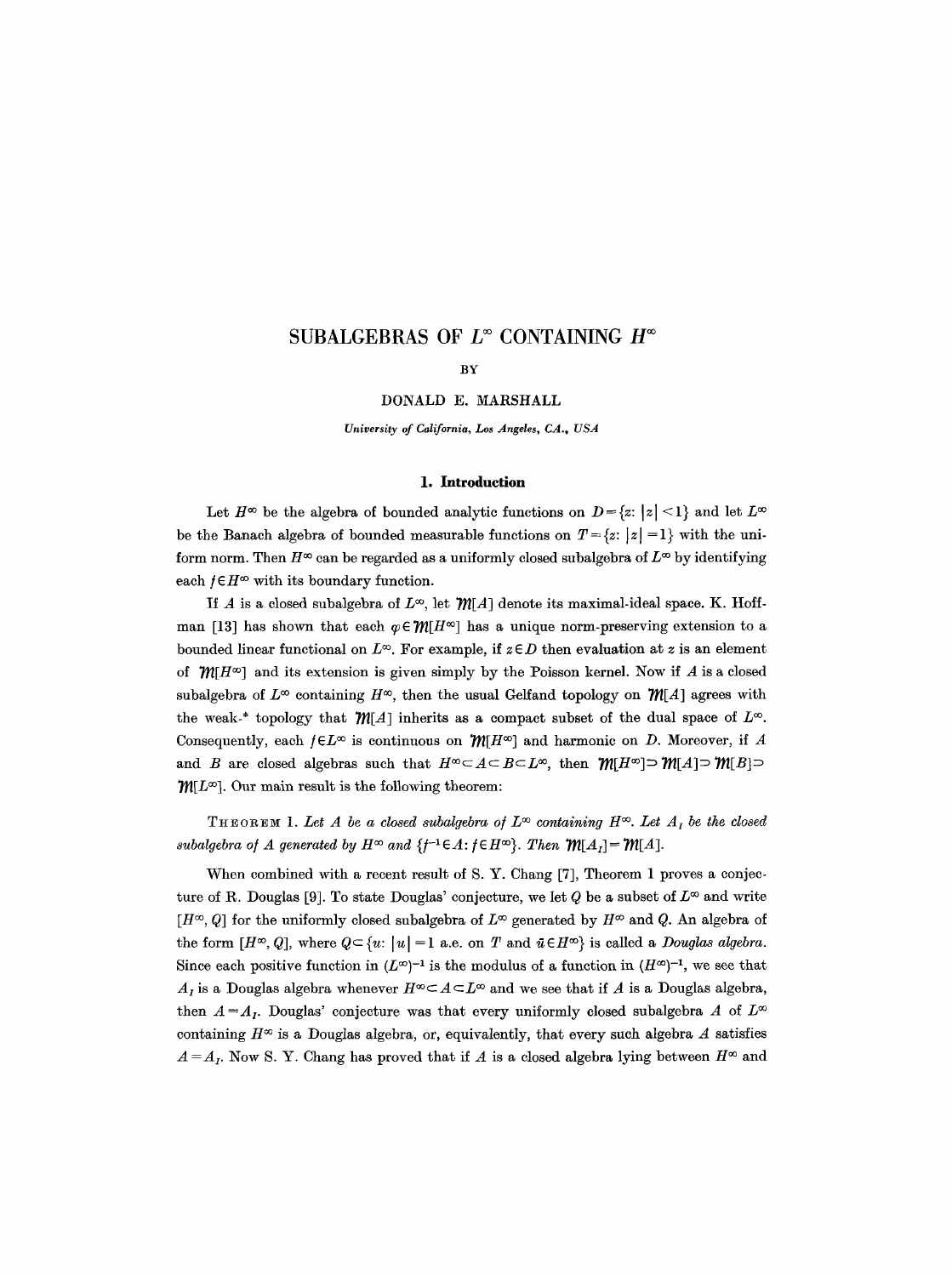# SUBALGEBRAS OF $L^\infty$ CONTAINING $H^\infty$

BY

DONALD E. MARSHALL

*University of California, Los Angeles, CA., USA*

## 1. Introduction

Let $H^\infty$ be the algebra of bounded analytic functions on $D = \{z: |z| < 1\}$ and let $L^\infty$ be the Banach algebra of bounded measurable functions on $T = \{z: |z| = 1\}$ with the uniform norm. Then $H^\infty$ can be regarded as a uniformly closed subalgebra of $L^\infty$ by identifying each $f \in H^\infty$ with its boundary function.

If $A$ is a closed subalgebra of $L^\infty$, let $\mathcal{M}[A]$ denote its maximal-ideal space. K. Hoffman [13] has shown that each $\varphi \in \mathcal{M}[H^\infty]$ has a unique norm-preserving extension to a bounded linear functional on $L^\infty$. For example, if $z \in D$ then evaluation at $z$ is an element of $\mathcal{M}[H^\infty]$ and its extension is given simply by the Poisson kernel. Now if $A$ is a closed subalgebra of $L^\infty$ containing $H^\infty$, then the usual Gelfand topology on $\mathcal{M}[A]$ agrees with the weak-* topology that $\mathcal{M}[A]$ inherits as a compact subset of the dual space of $L^\infty$. Consequently, each $f \in L^\infty$ is continuous on $\mathcal{M}[H^\infty]$ and harmonic on $D$. Moreover, if $A$ and $B$ are closed algebras such that $H^\infty \subset A \subset B \subset L^\infty$, then $\mathcal{M}[H^\infty] \supset \mathcal{M}[A] \supset \mathcal{M}[B] \supset \mathcal{M}[L^\infty]$. Our main result is the following theorem:

THEOREM 1. *Let $A$ be a closed subalgebra of $L^\infty$ containing $H^\infty$. Let $A_I$ be the closed subalgebra of $A$ generated by $H^\infty$ and $\{f^{-1} \in A: f \in H^\infty\}$. Then $\mathcal{M}[A_I] = \mathcal{M}[A]$.*

When combined with a recent result of S. Y. Chang [7], Theorem 1 proves a conjecture of R. Douglas [9]. To state Douglas' conjecture, we let $Q$ be a subset of $L^\infty$ and write $[H^\infty, Q]$ for the uniformly closed subalgebra of $L^\infty$ generated by $H^\infty$ and $Q$. An algebra of the form $[H^\infty, Q]$, where $Q \subset \{u: |u| = 1 \text{ a.e. on } T \text{ and } \bar{u} \in H^\infty\}$ is called a *Douglas algebra*. Since each positive function in $(L^\infty)^{-1}$ is the modulus of a function in $(H^\infty)^{-1}$, we see that $A_I$ is a Douglas algebra whenever $H^\infty \subset A \subset L^\infty$ and we see that if $A$ is a Douglas algebra, then $A = A_I$. Douglas' conjecture was that every uniformly closed subalgebra $A$ of $L^\infty$ containing $H^\infty$ is a Douglas algebra, or, equivalently, that every such algebra $A$ satisfies $A = A_I$. Now S. Y. Chang has proved that if $A$ is a closed algebra lying between $H^\infty$ and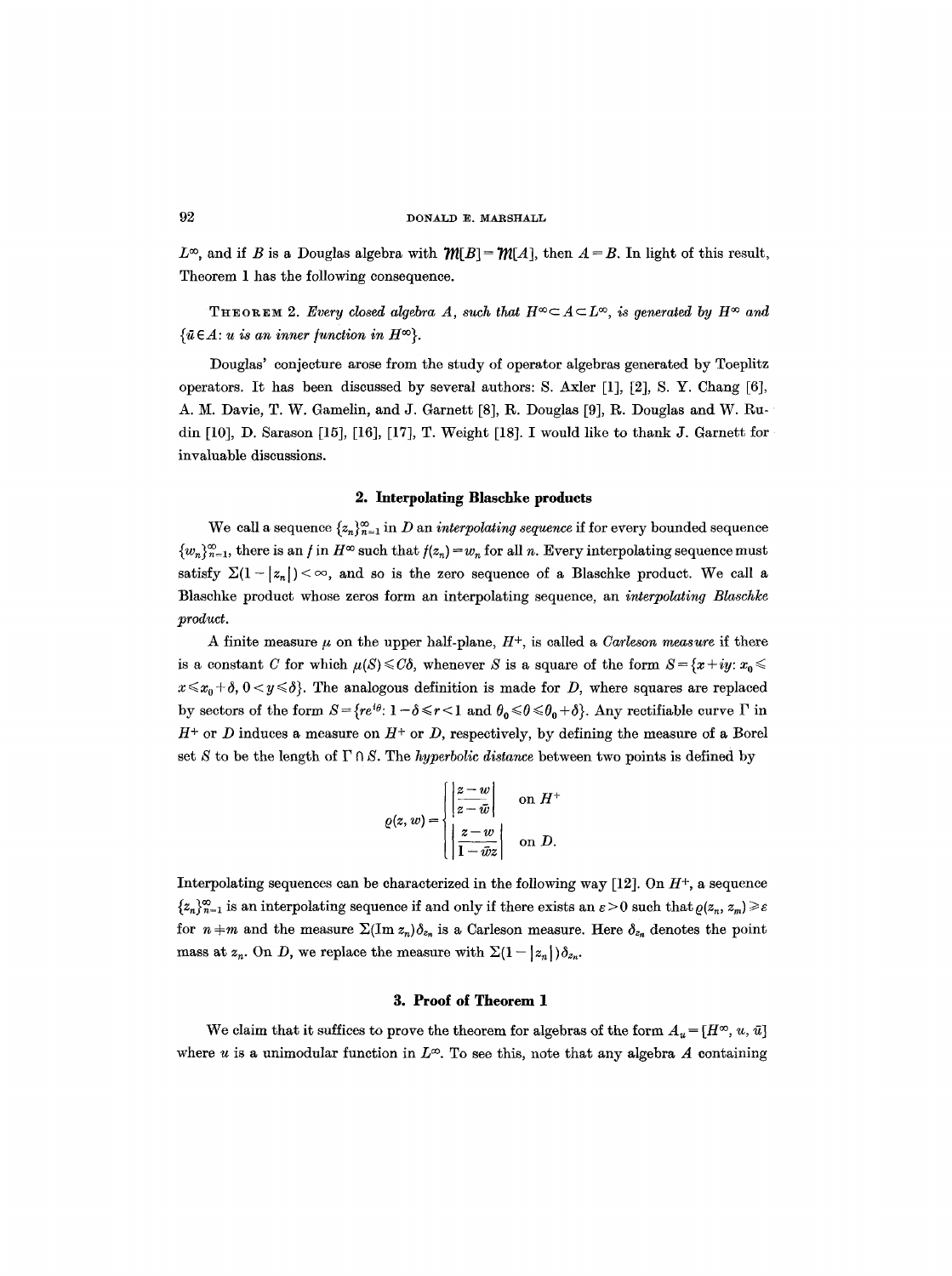$L^\infty$, and if $B$ is a Douglas algebra with $\mathfrak{M}[B] = \mathfrak{M}[A]$, then $A = B$. In light of this result, Theorem 1 has the following consequence.

THEOREM 2. *Every closed algebra $A$, such that $H^\infty \subset A \subset L^\infty$, is generated by $H^\infty$ and $\{\bar{u} \in A: u$ is an inner function in $H^\infty\}$.*

Douglas' conjecture arose from the study of operator algebras generated by Toeplitz operators. It has been discussed by several authors: S. Axler [1], [2], S. Y. Chang [6], A. M. Davie, T. W. Gamelin, and J. Garnett [8], R. Douglas [9], R. Douglas and W. Rudin [10], D. Sarason [15], [16], [17], T. Weight [18]. I would like to thank J. Garnett for invaluable discussions.

## 2. Interpolating Blaschke products

We call a sequence $\{z_n\}_{n=1}^\infty$ in $D$ an *interpolating sequence* if for every bounded sequence $\{w_n\}_{n=1}^\infty$, there is an $f$ in $H^\infty$ such that $f(z_n) = w_n$ for all $n$. Every interpolating sequence must satisfy $\sum(1-|z_n|) < \infty$, and so is the zero sequence of a Blaschke product. We call a Blaschke product whose zeros form an interpolating sequence, an *interpolating Blaschke product*.

A finite measure $\mu$ on the upper half-plane, $H^+$, is called a *Carleson measure* if there is a constant $C$ for which $\mu(S) \leqslant C\delta$, whenever $S$ is a square of the form $S = \{x+iy: x_0 \leqslant x \leqslant x_0 + \delta, 0 < y \leqslant \delta\}$. The analogous definition is made for $D$, where squares are replaced by sectors of the form $S = \{re^{i\theta}: 1-\delta \leqslant r < 1$ and $\theta_0 \leqslant \theta \leqslant \theta_0 + \delta\}$. Any rectifiable curve $\Gamma$ in $H^+$ or $D$ induces a measure on $H^+$ or $D$, respectively, by defining the measure of a Borel set $S$ to be the length of $\Gamma \cap S$. The *hyperbolic distance* between two points is defined by

$$\varrho(z, w) = \begin{cases} \left|\dfrac{z-w}{z-\bar{w}}\right| & \text{on } H^+ \\[2ex] \left|\dfrac{z-w}{1-\bar{w}z}\right| & \text{on } D. \end{cases}$$

Interpolating sequences can be characterized in the following way [12]. On $H^+$, a sequence $\{z_n\}_{n=1}^\infty$ is an interpolating sequence if and only if there exists an $\varepsilon > 0$ such that $\varrho(z_n, z_m) \geqslant \varepsilon$ for $n \neq m$ and the measure $\sum(\operatorname{Im} z_n)\delta_{z_n}$ is a Carleson measure. Here $\delta_{z_n}$ denotes the point mass at $z_n$. On $D$, we replace the measure with $\sum(1-|z_n|)\delta_{z_n}$.

## 3. Proof of Theorem 1

We claim that it suffices to prove the theorem for algebras of the form $A_u = [H^\infty, u, \bar{u}]$ where $u$ is a unimodular function in $L^\infty$. To see this, note that any algebra $A$ containing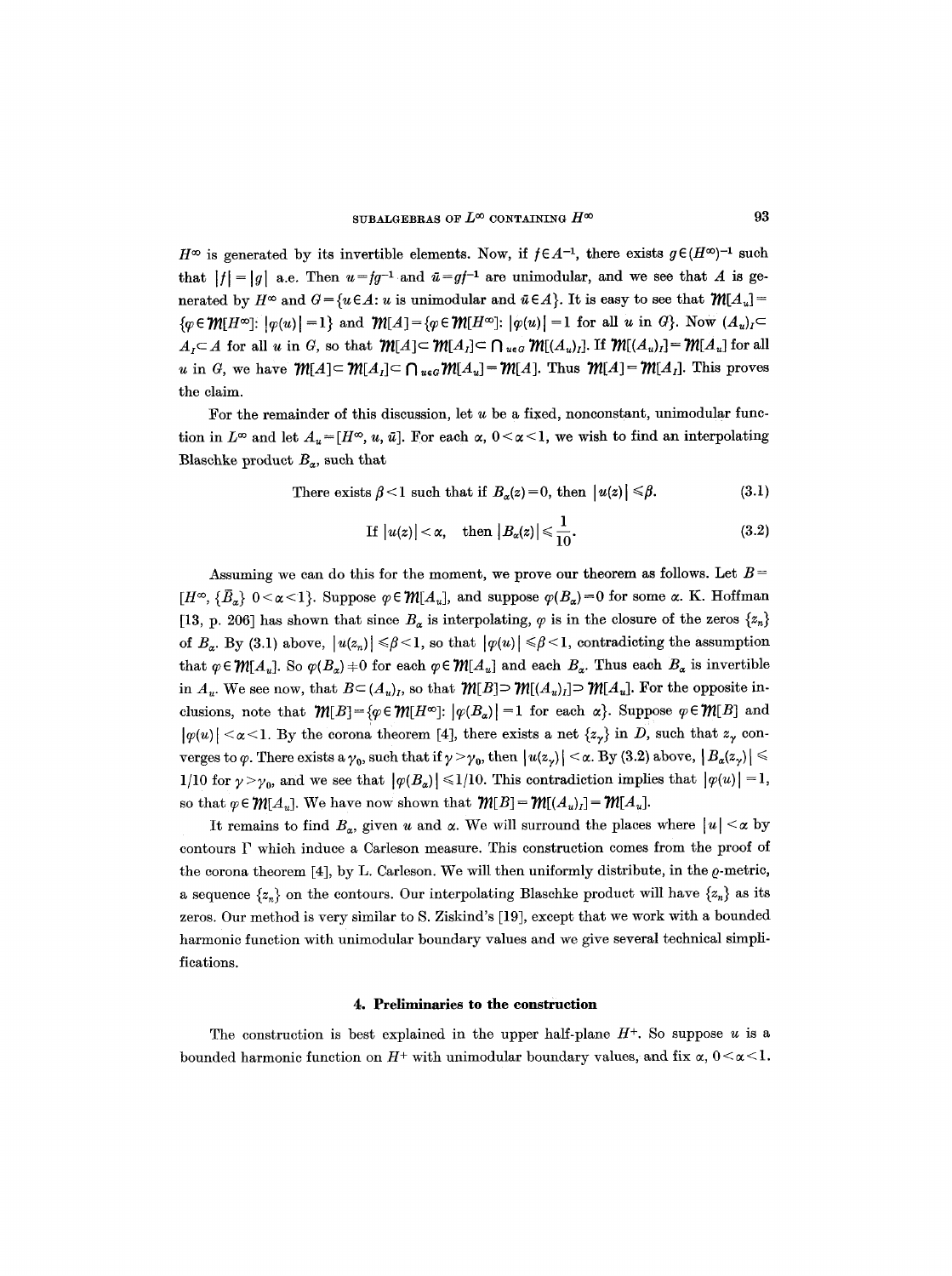$H^\infty$ is generated by its invertible elements. Now, if $f \in A^{-1}$, there exists $g \in (H^\infty)^{-1}$ such that $|f| = |g|$ a.e. Then $u = fg^{-1}$ and $\bar{u} = gf^{-1}$ are unimodular, and we see that $A$ is generated by $H^\infty$ and $G = \{u \in A: u \text{ is unimodular and } \bar{u} \in A\}$. It is easy to see that $\mathfrak{M}[A_u] = \{\varphi \in \mathfrak{M}[H^\infty]: |\varphi(u)| = 1\}$ and $\mathfrak{M}[A] = \{\varphi \in \mathfrak{M}[H^\infty]: |\varphi(u)| = 1 \text{ for all } u \text{ in } G\}$. Now $(A_u)_I \subset A_I \subset A$ for all $u$ in $G$, so that $\mathfrak{M}[A] \subset \mathfrak{M}[A_I] \subset \bigcap_{u \in G} \mathfrak{M}[(A_u)_I]$. If $\mathfrak{M}[(A_u)_I] = \mathfrak{M}[A_u]$ for all $u$ in $G$, we have $\mathfrak{M}[A] \subset \mathfrak{M}[A_I] \subset \bigcap_{u \in G} \mathfrak{M}[A_u] = \mathfrak{M}[A]$. Thus $\mathfrak{M}[A] = \mathfrak{M}[A_I]$. This proves the claim.

For the remainder of this discussion, let $u$ be a fixed, nonconstant, unimodular function in $L^\infty$ and let $A_u = [H^\infty, u, \bar{u}]$. For each $\alpha$, $0 < \alpha < 1$, we wish to find an interpolating Blaschke product $B_\alpha$, such that

$$\text{There exists } \beta < 1 \text{ such that if } B_\alpha(z) = 0, \text{ then } |u(z)| \leqslant \beta. \tag{3.1}$$

$$\text{If } |u(z)| < \alpha, \quad \text{then } |B_\alpha(z)| \leqslant \frac{1}{10}. \tag{3.2}$$

Assuming we can do this for the moment, we prove our theorem as follows. Let $B = [H^\infty, \{\bar{B}_\alpha\}\ 0 < \alpha < 1\}$. Suppose $\varphi \in \mathfrak{M}[A_u]$, and suppose $\varphi(B_\alpha) = 0$ for some $\alpha$. K. Hoffman [13, p. 206] has shown that since $B_\alpha$ is interpolating, $\varphi$ is in the closure of the zeros $\{z_n\}$ of $B_\alpha$. By (3.1) above, $|u(z_n)| \leqslant \beta < 1$, so that $|\varphi(u)| \leqslant \beta < 1$, contradicting the assumption that $\varphi \in \mathfrak{M}[A_u]$. So $\varphi(B_\alpha) \neq 0$ for each $\varphi \in \mathfrak{M}[A_u]$ and each $B_\alpha$. Thus each $B_\alpha$ is invertible in $A_u$. We see now, that $B \subset (A_u)_I$, so that $\mathfrak{M}[B] \supset \mathfrak{M}[(A_u)_I] \supset \mathfrak{M}[A_u]$. For the opposite inclusions, note that $\mathfrak{M}[B] = \{\varphi \in \mathfrak{M}[H^\infty]: |\varphi(B_\alpha)| = 1 \text{ for each } \alpha\}$. Suppose $\varphi \in \mathfrak{M}[B]$ and $|\varphi(u)| < \alpha < 1$. By the corona theorem [4], there exists a net $\{z_\gamma\}$ in $D$, such that $z_\gamma$ converges to $\varphi$. There exists a $\gamma_0$, such that if $\gamma > \gamma_0$, then $|u(z_\gamma)| < \alpha$. By (3.2) above, $|B_\alpha(z_\gamma)| \leqslant 1/10$ for $\gamma > \gamma_0$, and we see that $|\varphi(B_\alpha)| \leqslant 1/10$. This contradiction implies that $|\varphi(u)| = 1$, so that $\varphi \in \mathfrak{M}[A_u]$. We have now shown that $\mathfrak{M}[B] = \mathfrak{M}[(A_u)_I] = \mathfrak{M}[A_u]$.

It remains to find $B_\alpha$, given $u$ and $\alpha$. We will surround the places where $|u| < \alpha$ by contours $\Gamma$ which induce a Carleson measure. This construction comes from the proof of the corona theorem [4], by L. Carleson. We will then uniformly distribute, in the $\varrho$-metric, a sequence $\{z_n\}$ on the contours. Our interpolating Blaschke product will have $\{z_n\}$ as its zeros. Our method is very similar to S. Ziskind's [19], except that we work with a bounded harmonic function with unimodular boundary values and we give several technical simplifications.

## 4. Preliminaries to the construction

The construction is best explained in the upper half-plane $H^+$. So suppose $u$ is a bounded harmonic function on $H^+$ with unimodular boundary values, and fix $\alpha$, $0 < \alpha < 1$.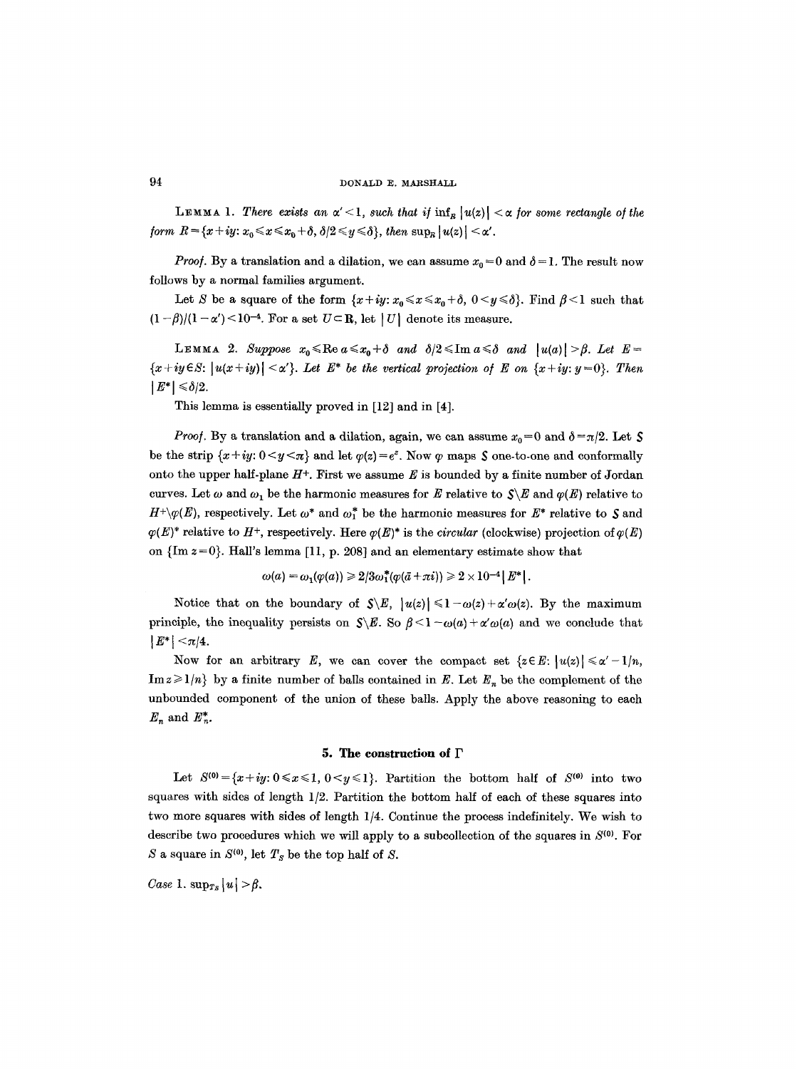**Lemma 1.** *There exists an $\alpha' < 1$, such that if $\inf_R |u(z)| < \alpha$ for some rectangle of the form $R = \{x+iy: x_0 \leqslant x \leqslant x_0 + \delta, \delta/2 \leqslant y \leqslant \delta\}$, then $\sup_R |u(z)| < \alpha'$.*

*Proof.* By a translation and a dilation, we can assume $x_0 = 0$ and $\delta = 1$. The result now follows by a normal families argument.

Let $S$ be a square of the form $\{x+iy: x_0 \leqslant x \leqslant x_0 + \delta, 0 < y \leqslant \delta\}$. Find $\beta < 1$ such that $(1-\beta)/(1-\alpha') < 10^{-4}$. For a set $U \subset \mathbf{R}$, let $|U|$ denote its measure.

**Lemma 2.** *Suppose $x_0 \leqslant \operatorname{Re} a \leqslant x_0 + \delta$ and $\delta/2 \leqslant \operatorname{Im} a \leqslant \delta$ and $|u(a)| > \beta$. Let $E = \{x+iy \in S: |u(x+iy)| < \alpha'\}$. Let $E^*$ be the vertical projection of $E$ on $\{x+iy: y=0\}$. Then $|E^*| \leqslant \delta/2$.*

This lemma is essentially proved in [12] and in [4].

*Proof.* By a translation and a dilation, again, we can assume $x_0 = 0$ and $\delta = \pi/2$. Let $\mathcal{S}$ be the strip $\{x+iy: 0 < y < \pi\}$ and let $\varphi(z) = e^z$. Now $\varphi$ maps $\mathcal{S}$ one-to-one and conformally onto the upper half-plane $H^+$. First we assume $E$ is bounded by a finite number of Jordan curves. Let $\omega$ and $\omega_1$ be the harmonic measures for $E$ relative to $\mathcal{S} \backslash E$ and $\varphi(E)$ relative to $H^+ \backslash \varphi(E)$, respectively. Let $\omega^*$ and $\omega_1^*$ be the harmonic measures for $E^*$ relative to $\mathcal{S}$ and $\varphi(E)^*$ relative to $H^+$, respectively. Here $\varphi(E)^*$ is the *circular* (clockwise) projection of $\varphi(E)$ on $\{\operatorname{Im} z = 0\}$. Hall's lemma [11, p. 208] and an elementary estimate show that

$$\omega(a) = \omega_1(\varphi(a)) \geqslant 2/3\omega_1^*(\varphi(\bar{a} + \pi i)) \geqslant 2 \times 10^{-4} |E^*|.$$

Notice that on the boundary of $\mathcal{S} \backslash E$, $|u(z)| \leqslant 1 - \omega(z) + \alpha' \omega(z)$. By the maximum principle, the inequality persists on $\mathcal{S} \backslash E$. So $\beta < 1 - \omega(a) + \alpha' \omega(a)$ and we conclude that $|E^*| < \pi/4$.

Now for an arbitrary $E$, we can cover the compact set $\{z \in E: |u(z)| \leqslant \alpha' - 1/n, \operatorname{Im} z \geqslant 1/n\}$ by a finite number of balls contained in $E$. Let $E_n$ be the complement of the unbounded component of the union of these balls. Apply the above reasoning to each $E_n$ and $E_n^*$.

## 5. The construction of $\Gamma$

Let $S^{(0)} = \{x+iy: 0 \leqslant x \leqslant 1, 0 < y \leqslant 1\}$. Partition the bottom half of $S^{(0)}$ into two squares with sides of length $1/2$. Partition the bottom half of each of these squares into two more squares with sides of length $1/4$. Continue the process indefinitely. We wish to describe two procedures which we will apply to a subcollection of the squares in $S^{(0)}$. For $S$ a square in $S^{(0)}$, let $T_S$ be the top half of $S$.

*Case* 1. $\sup_{T_S} |u| > \beta$.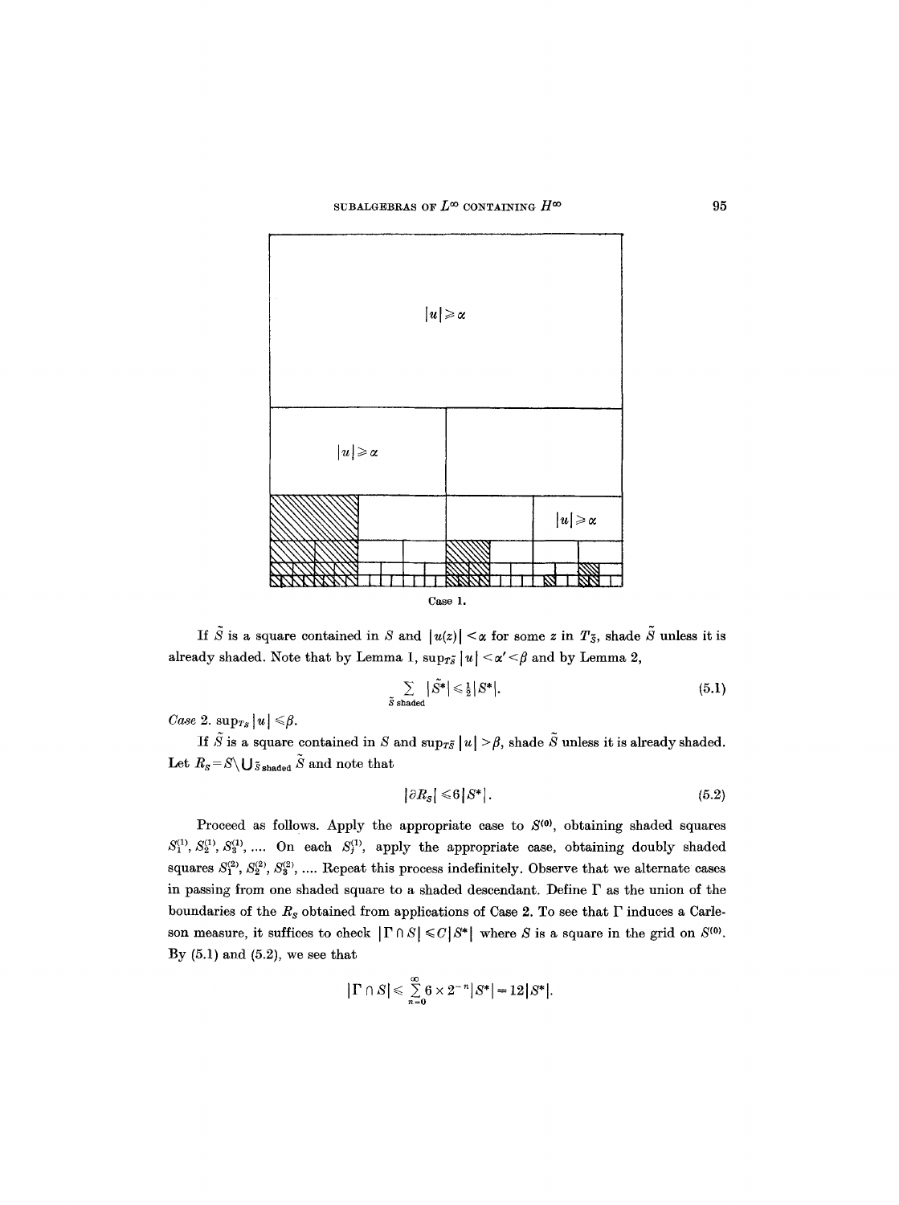$|u| \geqslant \alpha$

$|u| \geqslant \alpha$

$|u| \geqslant \alpha$

Case 1.

If $\tilde{S}$ is a square contained in $S$ and $|u(z)| < \alpha$ for some $z$ in $T_{\tilde{S}}$, shade $\tilde{S}$ unless it is already shaded. Note that by Lemma 1, $\sup_{T_{\tilde{S}}} |u| < \alpha' < \beta$ and by Lemma 2,

$$\sum_{\tilde{S} \text{ shaded}} |\tilde{S}^*| \leqslant \tfrac{1}{2} |S^*|. \tag{5.1}$$

*Case* 2. $\sup_{T_S} |u| \leqslant \beta$.

If $\tilde{S}$ is a square contained in $S$ and $\sup_{T_{\tilde{S}}} |u| > \beta$, shade $\tilde{S}$ unless it is already shaded. Let $R_S = S \setminus \bigcup_{\tilde{S} \text{ shaded}} \tilde{S}$ and note that

$$|\partial R_S| \leqslant 6 |S^*|. \tag{5.2}$$

Proceed as follows. Apply the appropriate case to $S^{(0)}$, obtaining shaded squares $S_1^{(1)}, S_2^{(1)}, S_3^{(1)}, \ldots$. On each $S_j^{(1)}$, apply the appropriate case, obtaining doubly shaded squares $S_1^{(2)}, S_2^{(2)}, S_3^{(2)}, \ldots$. Repeat this process indefinitely. Observe that we alternate cases in passing from one shaded square to a shaded descendant. Define $\Gamma$ as the union of the boundaries of the $R_S$ obtained from applications of Case 2. To see that $\Gamma$ induces a Carleson measure, it suffices to check $|\Gamma \cap S| \leqslant C |S^*|$ where $S$ is a square in the grid on $S^{(0)}$. By (5.1) and (5.2), we see that

$$|\Gamma \cap S| \leqslant \sum_{n=0}^{\infty} 6 \times 2^{-n} |S^*| = 12 |S^*|.$$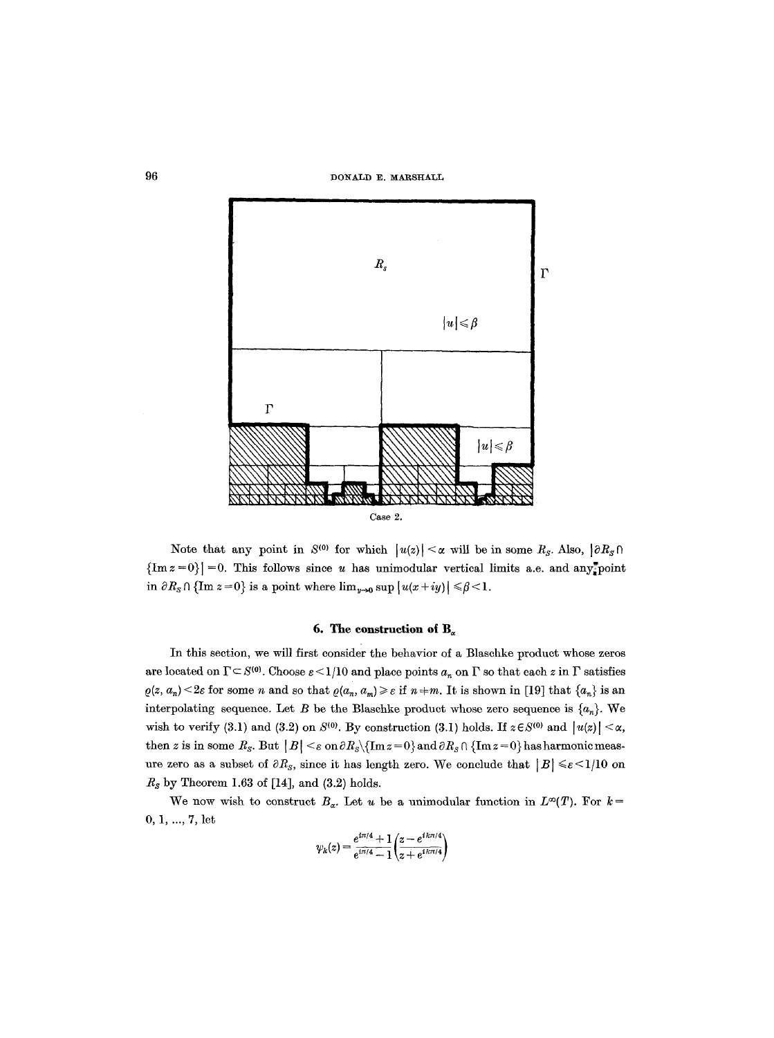Case 2.

Note that any point in $S^{(0)}$ for which $|u(z)| < \alpha$ will be in some $R_S$. Also, $|\partial R_S \cap \{\operatorname{Im} z = 0\}| = 0$. This follows since $u$ has unimodular vertical limits a.e. and any point in $\partial R_S \cap \{\operatorname{Im} z = 0\}$ is a point where $\lim_{y \to 0} \sup |u(x+iy)| \leqslant \beta < 1$.

## 6. The construction of $B_\alpha$

In this section, we will first consider the behavior of a Blaschke product whose zeros are located on $\Gamma \subset S^{(0)}$. Choose $\varepsilon < 1/10$ and place points $a_n$ on $\Gamma$ so that each $z$ in $\Gamma$ satisfies $\varrho(z, a_n) < 2\varepsilon$ for some $n$ and so that $\varrho(a_n, a_m) \geqslant \varepsilon$ if $n \neq m$. It is shown in [19] that $\{a_n\}$ is an interpolating sequence. Let $B$ be the Blaschke product whose zero sequence is $\{a_n\}$. We wish to verify (3.1) and (3.2) on $S^{(0)}$. By construction (3.1) holds. If $z \in S^{(0)}$ and $|u(z)| < \alpha$, then $z$ is in some $R_S$. But $|B| < \varepsilon$ on $\partial R_S \backslash \{\operatorname{Im} z = 0\}$ and $\partial R_S \cap \{\operatorname{Im} z = 0\}$ has harmonic measure zero as a subset of $\partial R_S$, since it has length zero. We conclude that $|B| \leqslant \varepsilon < 1/10$ on $R_S$ by Theorem 1.63 of [14], and (3.2) holds.

We now wish to construct $B_\alpha$. Let $u$ be a unimodular function in $L^\infty(T)$. For $k = 0, 1, ..., 7$, let

$$\psi_k(z) = \frac{e^{i\pi/4} + 1}{e^{i\pi/4} - 1} \left( \frac{z - e^{ik\pi/4}}{z + e^{ik\pi/4}} \right)$$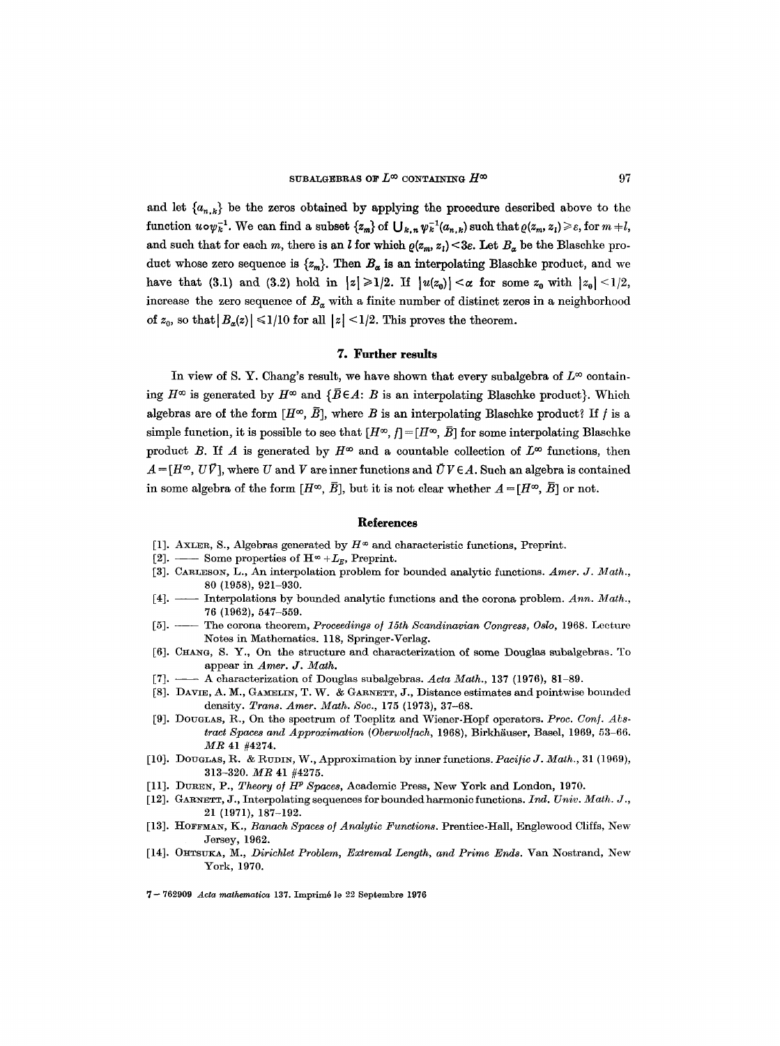and let $\{a_{n,k}\}$ be the zeros obtained by applying the procedure described above to the function $u \circ \psi_k^{-1}$. We can find a subset $\{z_m\}$ of $\bigcup_{k,n} \psi_k^{-1}(a_{n,k})$ such that $\varrho(z_m, z_l) \geq \varepsilon$, for $m \neq l$, and such that for each $m$, there is an $l$ for which $\varrho(z_m, z_l) < 3\varepsilon$. Let $B_\alpha$ be the Blaschke product whose zero sequence is $\{z_m\}$. Then $B_\alpha$ is an interpolating Blaschke product, and we have that (3.1) and (3.2) hold in $|z| \geq 1/2$. If $|u(z_0)| < \alpha$ for some $z_0$ with $|z_0| < 1/2$, increase the zero sequence of $B_\alpha$ with a finite number of distinct zeros in a neighborhood of $z_0$, so that $|B_\alpha(z)| \leq 1/10$ for all $|z| < 1/2$. This proves the theorem.

## 7. Further results

In view of S. Y. Chang's result, we have shown that every subalgebra of $L^\infty$ containing $H^\infty$ is generated by $H^\infty$ and $\{\bar{B} \in A: B \text{ is an interpolating Blaschke product}\}$. Which algebras are of the form $[H^\infty, \bar{B}]$, where $B$ is an interpolating Blaschke product? If $f$ is a simple function, it is possible to see that $[H^\infty, f] = [H^\infty, \bar{B}]$ for some interpolating Blaschke product $B$. If $A$ is generated by $H^\infty$ and a countable collection of $L^\infty$ functions, then $A = [H^\infty, U\bar{V}]$, where $U$ and $V$ are inner functions and $\bar{U}V \in A$. Such an algebra is contained in some algebra of the form $[H^\infty, \bar{B}]$, but it is not clear whether $A = [H^\infty, \bar{B}]$ or not.

## References

[1]. Axler, S., Algebras generated by $H^\infty$ and characteristic functions, Preprint.

[2]. —— Some properties of $H^\infty + L_E$, Preprint.

[3]. Carleson, L., An interpolation problem for bounded analytic functions. *Amer. J. Math.*, 80 (1958), 921–930.

[4]. —— Interpolations by bounded analytic functions and the corona problem. *Ann. Math.*, 76 (1962), 547–559.

[5]. —— The corona theorem, *Proceedings of 15th Scandinavian Congress, Oslo*, 1968. Lecture Notes in Mathematics. 118, Springer-Verlag.

[6]. Chang, S. Y., On the structure and characterization of some Douglas subalgebras. To appear in *Amer. J. Math.*

[7]. —— A characterization of Douglas subalgebras. *Acta Math.*, 137 (1976), 81–89.

[8]. Davie, A. M., Gamelin, T. W. & Garnett, J., Distance estimates and pointwise bounded density. *Trans. Amer. Math. Soc.*, 175 (1973), 37–68.

[9]. Douglas, R., On the spectrum of Toeplitz and Wiener-Hopf operators. *Proc. Conf. Abstract Spaces and Approximation (Oberwolfach*, 1968), Birkhäuser, Basel, 1969, 53–66. *MR* 41 #4274.

[10]. Douglas, R. & Rudin, W., Approximation by inner functions. *Pacific J. Math.*, 31 (1969), 313–320. *MR* 41 #4275.

[11]. Duren, P., *Theory of $H^p$ Spaces*, Academic Press, New York and London, 1970.

[12]. Garnett, J., Interpolating sequences for bounded harmonic functions. *Ind. Univ. Math. J.*, 21 (1971), 187–192.

[13]. Hoffman, K., *Banach Spaces of Analytic Functions*. Prentice-Hall, Englewood Cliffs, New Jersey, 1962.

[14]. Ohtsuka, M., *Dirichlet Problem, Extremal Length, and Prime Ends*. Van Nostrand, New York, 1970.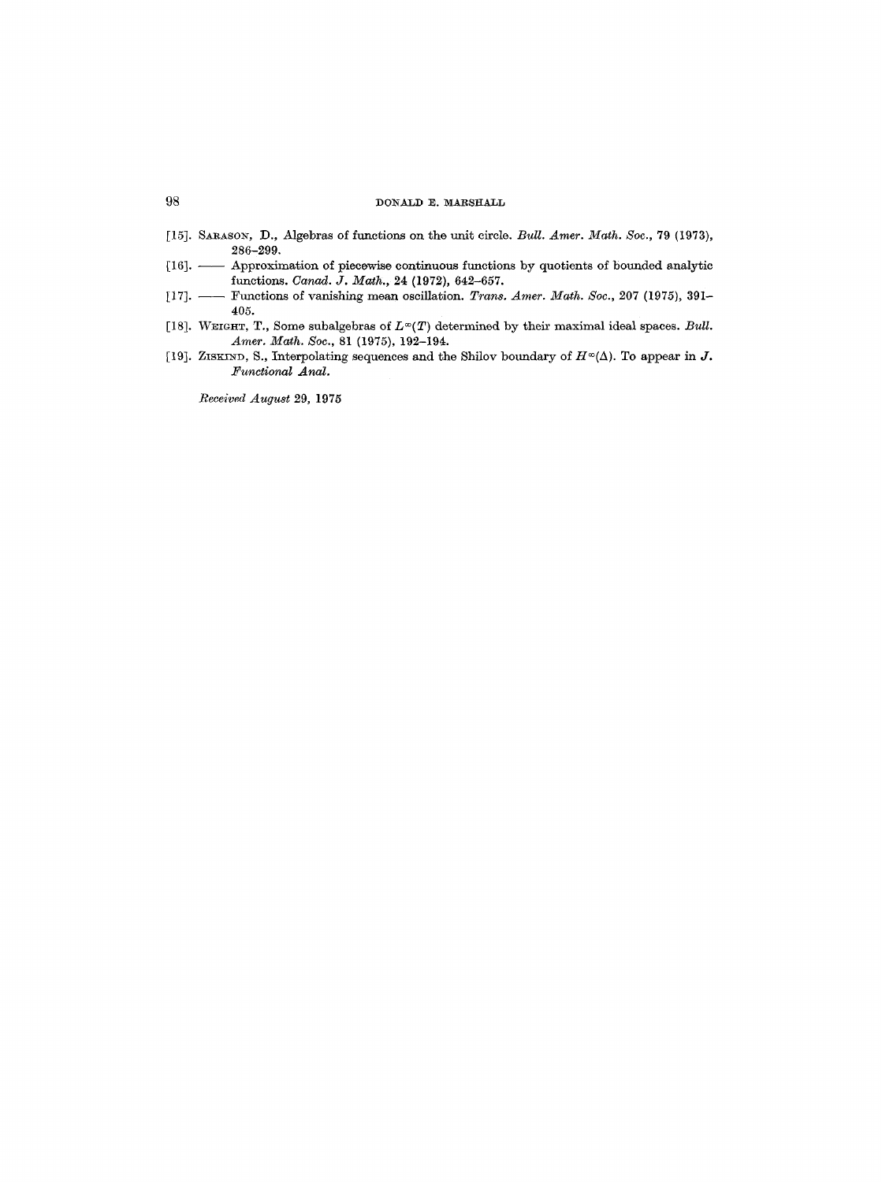[15]. SARASON, D., Algebras of functions on the unit circle. *Bull. Amer. Math. Soc.*, 79 (1973), 286–299.

[16]. —— Approximation of piecewise continuous functions by quotients of bounded analytic functions. *Canad. J. Math.*, 24 (1972), 642–657.

[17]. —— Functions of vanishing mean oscillation. *Trans. Amer. Math. Soc.*, 207 (1975), 391–405.

[18]. WEIGHT, T., Some subalgebras of $L^\infty(T)$ determined by their maximal ideal spaces. *Bull. Amer. Math. Soc.*, 81 (1975), 192–194.

[19]. ZISKIND, S., Interpolating sequences and the Shilov boundary of $H^\infty(\Delta)$. To appear in *J. Functional Anal.*

*Received August 29, 1975*